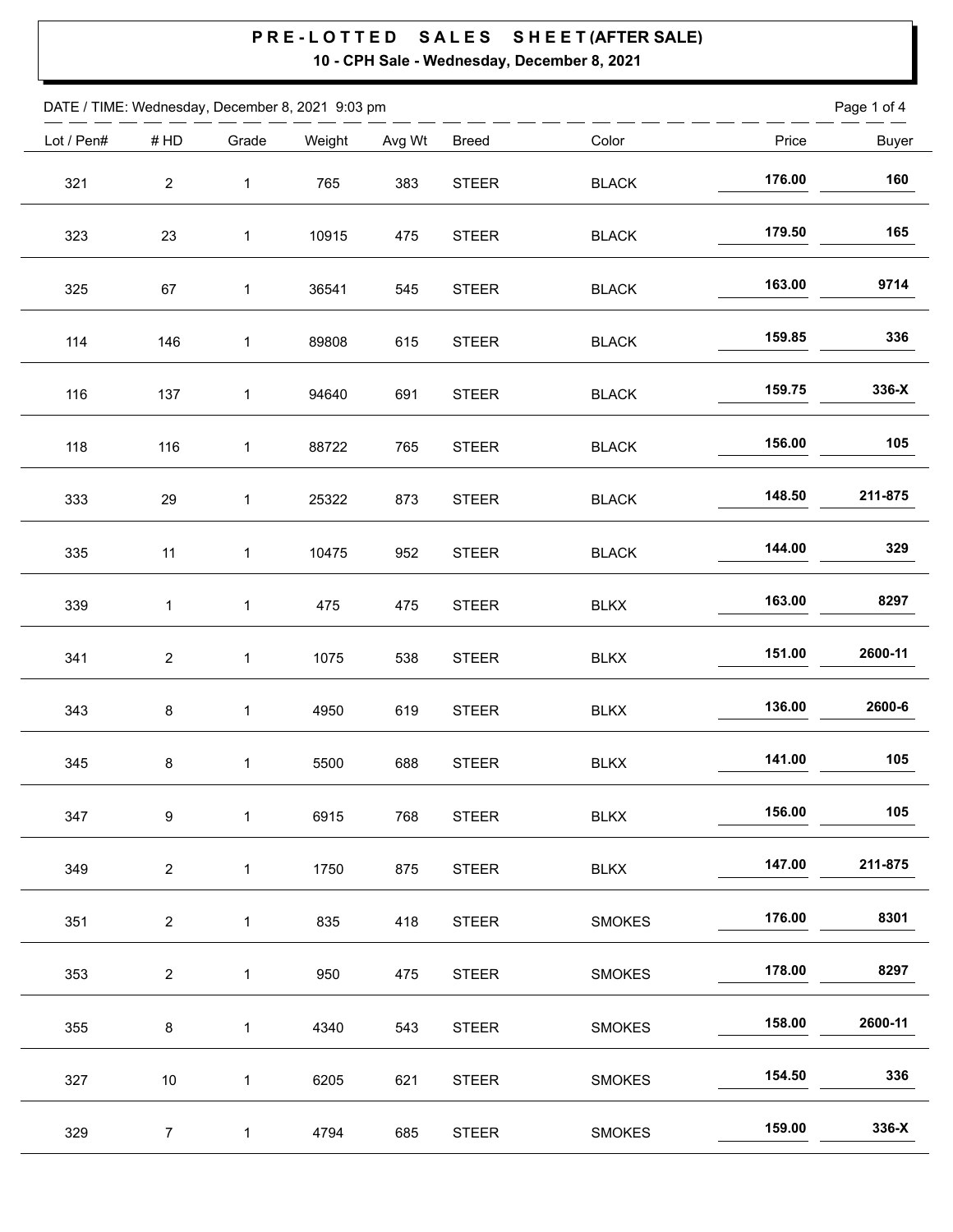# PRE-LOTTED SALES SHEET (AFTER SALE)

**10 - CPH Sale - Wednesday, December 8, 2021**

DATE / TIME: Wednesday, December 8, 2021 9:03 pm

| Lot / Pen# | # HD | Grade | Weight | Avg Wt | Breed | Color | Price | Buyer |
|---|---|---|---|---|---|---|---|---|
| 321 | 2 | 1 | 765 | 383 | STEER | BLACK | **176.00** | **160** |
| 323 | 23 | 1 | 10915 | 475 | STEER | BLACK | **179.50** | **165** |
| 325 | 67 | 1 | 36541 | 545 | STEER | BLACK | **163.00** | **9714** |
| 114 | 146 | 1 | 89808 | 615 | STEER | BLACK | **159.85** | **336** |
| 116 | 137 | 1 | 94640 | 691 | STEER | BLACK | **159.75** | **336-X** |
| 118 | 116 | 1 | 88722 | 765 | STEER | BLACK | **156.00** | **105** |
| 333 | 29 | 1 | 25322 | 873 | STEER | BLACK | **148.50** | **211-875** |
| 335 | 11 | 1 | 10475 | 952 | STEER | BLACK | **144.00** | **329** |
| 339 | 1 | 1 | 475 | 475 | STEER | BLKX | **163.00** | **8297** |
| 341 | 2 | 1 | 1075 | 538 | STEER | BLKX | **151.00** | **2600-11** |
| 343 | 8 | 1 | 4950 | 619 | STEER | BLKX | **136.00** | **2600-6** |
| 345 | 8 | 1 | 5500 | 688 | STEER | BLKX | **141.00** | **105** |
| 347 | 9 | 1 | 6915 | 768 | STEER | BLKX | **156.00** | **105** |
| 349 | 2 | 1 | 1750 | 875 | STEER | BLKX | **147.00** | **211-875** |
| 351 | 2 | 1 | 835 | 418 | STEER | SMOKES | **176.00** | **8301** |
| 353 | 2 | 1 | 950 | 475 | STEER | SMOKES | **178.00** | **8297** |
| 355 | 8 | 1 | 4340 | 543 | STEER | SMOKES | **158.00** | **2600-11** |
| 327 | 10 | 1 | 6205 | 621 | STEER | SMOKES | **154.50** | **336** |
| 329 | 7 | 1 | 4794 | 685 | STEER | SMOKES | **159.00** | **336-X** |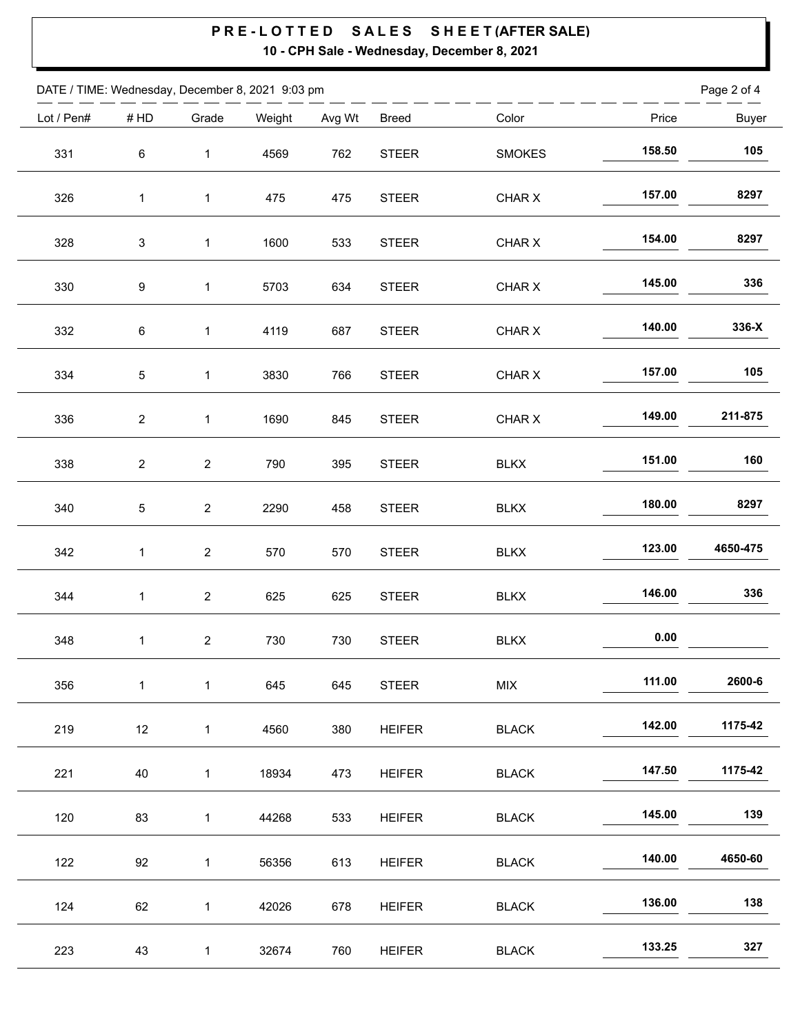# PRE-LOTTED SALES SHEET (AFTER SALE)

**10 - CPH Sale - Wednesday, December 8, 2021**

DATE / TIME: Wednesday, December 8, 2021 9:03 pm

| Lot / Pen# | # HD | Grade | Weight | Avg Wt | Breed | Color | Price | Buyer |
|---|---|---|---|---|---|---|---|---|
| 331 | 6 | 1 | 4569 | 762 | STEER | SMOKES | **158.50** | **105** |
| 326 | 1 | 1 | 475 | 475 | STEER | CHAR X | **157.00** | **8297** |
| 328 | 3 | 1 | 1600 | 533 | STEER | CHAR X | **154.00** | **8297** |
| 330 | 9 | 1 | 5703 | 634 | STEER | CHAR X | **145.00** | **336** |
| 332 | 6 | 1 | 4119 | 687 | STEER | CHAR X | **140.00** | **336-X** |
| 334 | 5 | 1 | 3830 | 766 | STEER | CHAR X | **157.00** | **105** |
| 336 | 2 | 1 | 1690 | 845 | STEER | CHAR X | **149.00** | **211-875** |
| 338 | 2 | 2 | 790 | 395 | STEER | BLKX | **151.00** | **160** |
| 340 | 5 | 2 | 2290 | 458 | STEER | BLKX | **180.00** | **8297** |
| 342 | 1 | 2 | 570 | 570 | STEER | BLKX | **123.00** | **4650-475** |
| 344 | 1 | 2 | 625 | 625 | STEER | BLKX | **146.00** | **336** |
| 348 | 1 | 2 | 730 | 730 | STEER | BLKX | **0.00** | |
| 356 | 1 | 1 | 645 | 645 | STEER | MIX | **111.00** | **2600-6** |
| 219 | 12 | 1 | 4560 | 380 | HEIFER | BLACK | **142.00** | **1175-42** |
| 221 | 40 | 1 | 18934 | 473 | HEIFER | BLACK | **147.50** | **1175-42** |
| 120 | 83 | 1 | 44268 | 533 | HEIFER | BLACK | **145.00** | **139** |
| 122 | 92 | 1 | 56356 | 613 | HEIFER | BLACK | **140.00** | **4650-60** |
| 124 | 62 | 1 | 42026 | 678 | HEIFER | BLACK | **136.00** | **138** |
| 223 | 43 | 1 | 32674 | 760 | HEIFER | BLACK | **133.25** | **327** |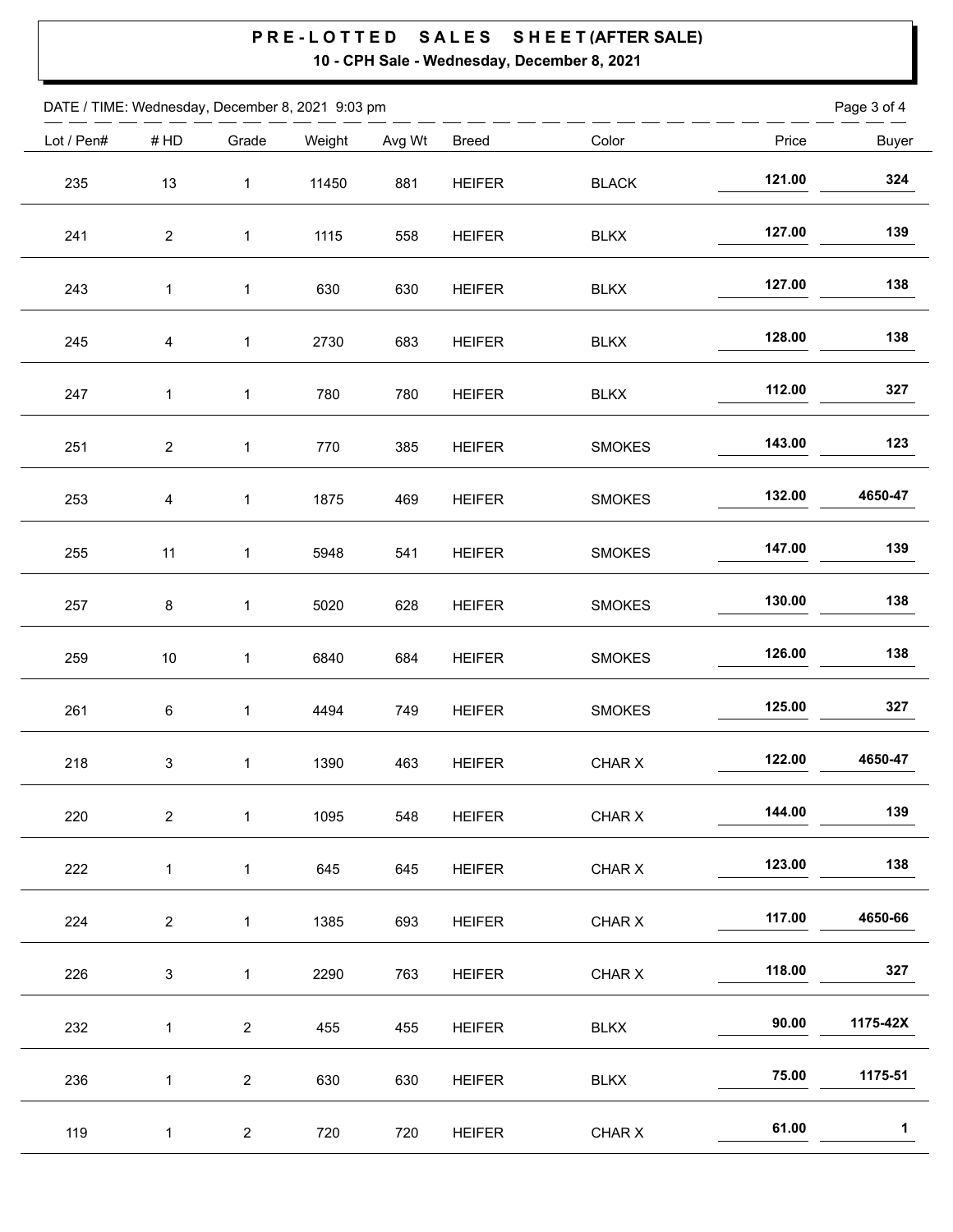# PRE-LOTTED SALES SHEET (AFTER SALE)

**10 - CPH Sale - Wednesday, December 8, 2021**

DATE / TIME: Wednesday, December 8, 2021 9:03 pm

| Lot / Pen# | # HD | Grade | Weight | Avg Wt | Breed | Color | Price | Buyer |
|---|---|---|---|---|---|---|---|---|
| 235 | 13 | 1 | 11450 | 881 | HEIFER | BLACK | **121.00** | **324** |
| 241 | 2 | 1 | 1115 | 558 | HEIFER | BLKX | **127.00** | **139** |
| 243 | 1 | 1 | 630 | 630 | HEIFER | BLKX | **127.00** | **138** |
| 245 | 4 | 1 | 2730 | 683 | HEIFER | BLKX | **128.00** | **138** |
| 247 | 1 | 1 | 780 | 780 | HEIFER | BLKX | **112.00** | **327** |
| 251 | 2 | 1 | 770 | 385 | HEIFER | SMOKES | **143.00** | **123** |
| 253 | 4 | 1 | 1875 | 469 | HEIFER | SMOKES | **132.00** | **4650-47** |
| 255 | 11 | 1 | 5948 | 541 | HEIFER | SMOKES | **147.00** | **139** |
| 257 | 8 | 1 | 5020 | 628 | HEIFER | SMOKES | **130.00** | **138** |
| 259 | 10 | 1 | 6840 | 684 | HEIFER | SMOKES | **126.00** | **138** |
| 261 | 6 | 1 | 4494 | 749 | HEIFER | SMOKES | **125.00** | **327** |
| 218 | 3 | 1 | 1390 | 463 | HEIFER | CHAR X | **122.00** | **4650-47** |
| 220 | 2 | 1 | 1095 | 548 | HEIFER | CHAR X | **144.00** | **139** |
| 222 | 1 | 1 | 645 | 645 | HEIFER | CHAR X | **123.00** | **138** |
| 224 | 2 | 1 | 1385 | 693 | HEIFER | CHAR X | **117.00** | **4650-66** |
| 226 | 3 | 1 | 2290 | 763 | HEIFER | CHAR X | **118.00** | **327** |
| 232 | 1 | 2 | 455 | 455 | HEIFER | BLKX | **90.00** | **1175-42X** |
| 236 | 1 | 2 | 630 | 630 | HEIFER | BLKX | **75.00** | **1175-51** |
| 119 | 1 | 2 | 720 | 720 | HEIFER | CHAR X | **61.00** | **1** |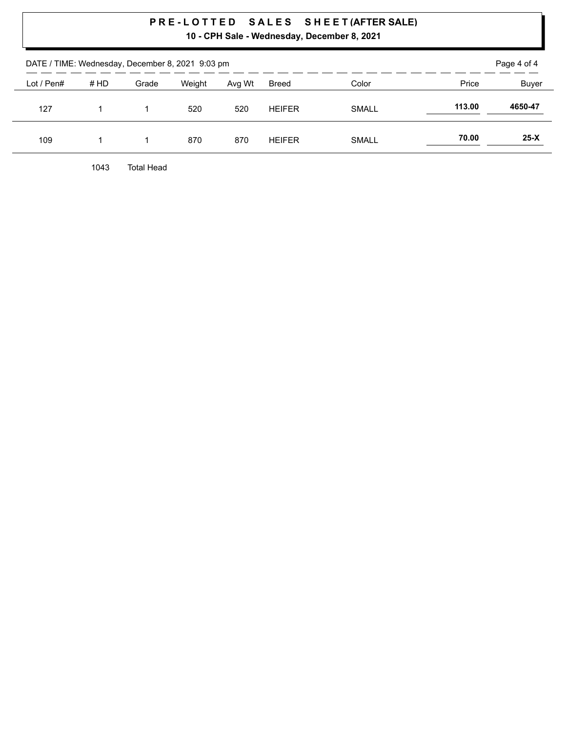# PRE-LOTTED SALES SHEET (AFTER SALE)

**10 - CPH Sale - Wednesday, December 8, 2021**

DATE / TIME: Wednesday, December 8, 2021 9:03 pm

| Lot / Pen# | # HD | Grade | Weight | Avg Wt | Breed | Color | Price | Buyer |
|---|---|---|---|---|---|---|---|---|
| 127 | 1 | 1 | 520 | 520 | HEIFER | SMALL | **113.00** | **4650-47** |
| 109 | 1 | 1 | 870 | 870 | HEIFER | SMALL | **70.00** | **25-X** |

1043 Total Head